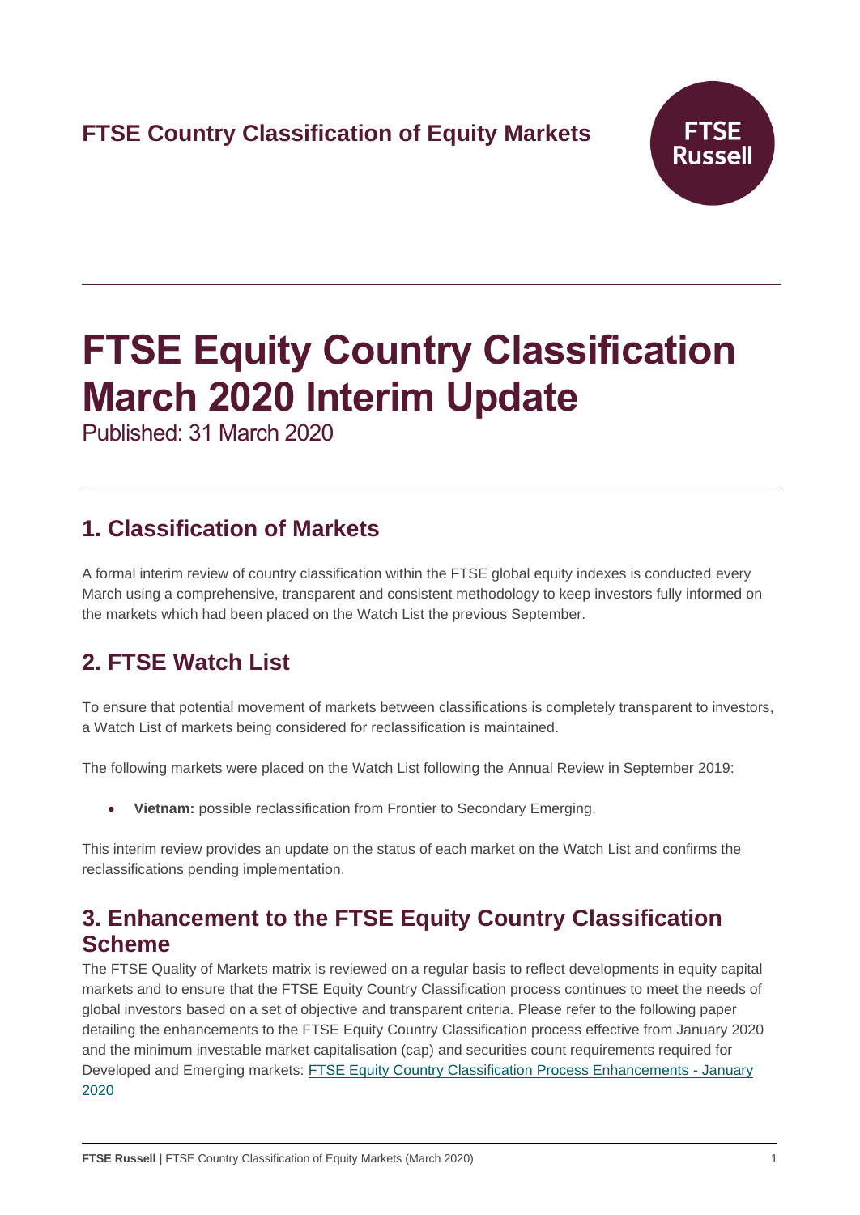**FTSE Country Classification of Equity Markets**

# FTSE Equity Country Classification March 2020 Interim Update

Published: 31 March 2020

## 1. Classification of Markets

A formal interim review of country classification within the FTSE global equity indexes is conducted every March using a comprehensive, transparent and consistent methodology to keep investors fully informed on the markets which had been placed on the Watch List the previous September.

## 2. FTSE Watch List

To ensure that potential movement of markets between classifications is completely transparent to investors, a Watch List of markets being considered for reclassification is maintained.

The following markets were placed on the Watch List following the Annual Review in September 2019:

- **Vietnam:** possible reclassification from Frontier to Secondary Emerging.

This interim review provides an update on the status of each market on the Watch List and confirms the reclassifications pending implementation.

## 3. Enhancement to the FTSE Equity Country Classification Scheme

The FTSE Quality of Markets matrix is reviewed on a regular basis to reflect developments in equity capital markets and to ensure that the FTSE Equity Country Classification process continues to meet the needs of global investors based on a set of objective and transparent criteria. Please refer to the following paper detailing the enhancements to the FTSE Equity Country Classification process effective from January 2020 and the minimum investable market capitalisation (cap) and securities count requirements required for Developed and Emerging markets: FTSE Equity Country Classification Process Enhancements - January 2020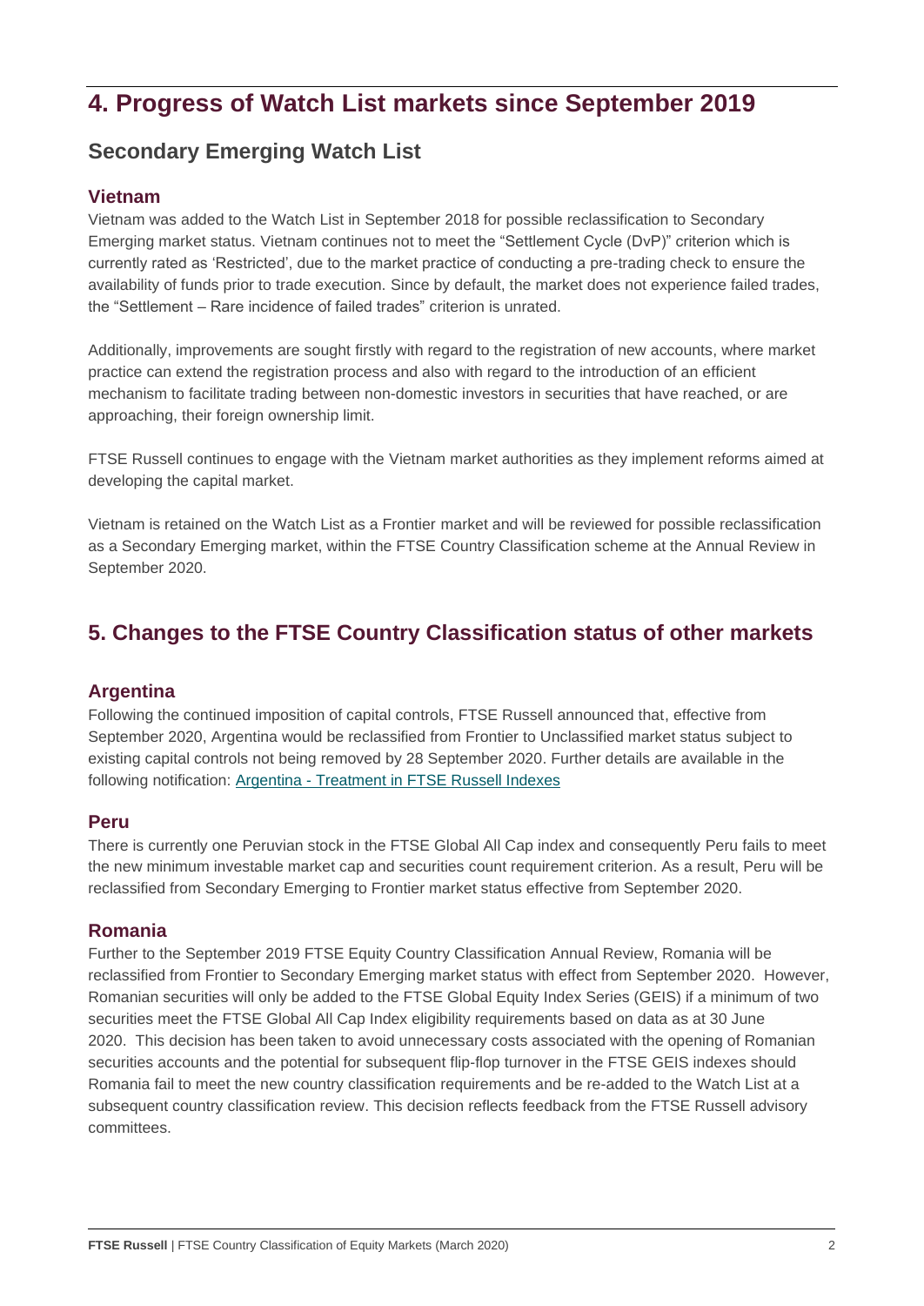## 4. Progress of Watch List markets since September 2019

### Secondary Emerging Watch List

#### Vietnam

Vietnam was added to the Watch List in September 2018 for possible reclassification to Secondary Emerging market status. Vietnam continues not to meet the "Settlement Cycle (DvP)" criterion which is currently rated as 'Restricted', due to the market practice of conducting a pre-trading check to ensure the availability of funds prior to trade execution. Since by default, the market does not experience failed trades, the "Settlement – Rare incidence of failed trades" criterion is unrated.

Additionally, improvements are sought firstly with regard to the registration of new accounts, where market practice can extend the registration process and also with regard to the introduction of an efficient mechanism to facilitate trading between non-domestic investors in securities that have reached, or are approaching, their foreign ownership limit.

FTSE Russell continues to engage with the Vietnam market authorities as they implement reforms aimed at developing the capital market.

Vietnam is retained on the Watch List as a Frontier market and will be reviewed for possible reclassification as a Secondary Emerging market, within the FTSE Country Classification scheme at the Annual Review in September 2020.

## 5. Changes to the FTSE Country Classification status of other markets

#### Argentina

Following the continued imposition of capital controls, FTSE Russell announced that, effective from September 2020, Argentina would be reclassified from Frontier to Unclassified market status subject to existing capital controls not being removed by 28 September 2020. Further details are available in the following notification: [Argentina - Treatment in FTSE Russell Indexes]

#### Peru

There is currently one Peruvian stock in the FTSE Global All Cap index and consequently Peru fails to meet the new minimum investable market cap and securities count requirement criterion. As a result, Peru will be reclassified from Secondary Emerging to Frontier market status effective from September 2020.

#### Romania

Further to the September 2019 FTSE Equity Country Classification Annual Review, Romania will be reclassified from Frontier to Secondary Emerging market status with effect from September 2020. However, Romanian securities will only be added to the FTSE Global Equity Index Series (GEIS) if a minimum of two securities meet the FTSE Global All Cap Index eligibility requirements based on data as at 30 June 2020. This decision has been taken to avoid unnecessary costs associated with the opening of Romanian securities accounts and the potential for subsequent flip-flop turnover in the FTSE GEIS indexes should Romania fail to meet the new country classification requirements and be re-added to the Watch List at a subsequent country classification review. This decision reflects feedback from the FTSE Russell advisory committees.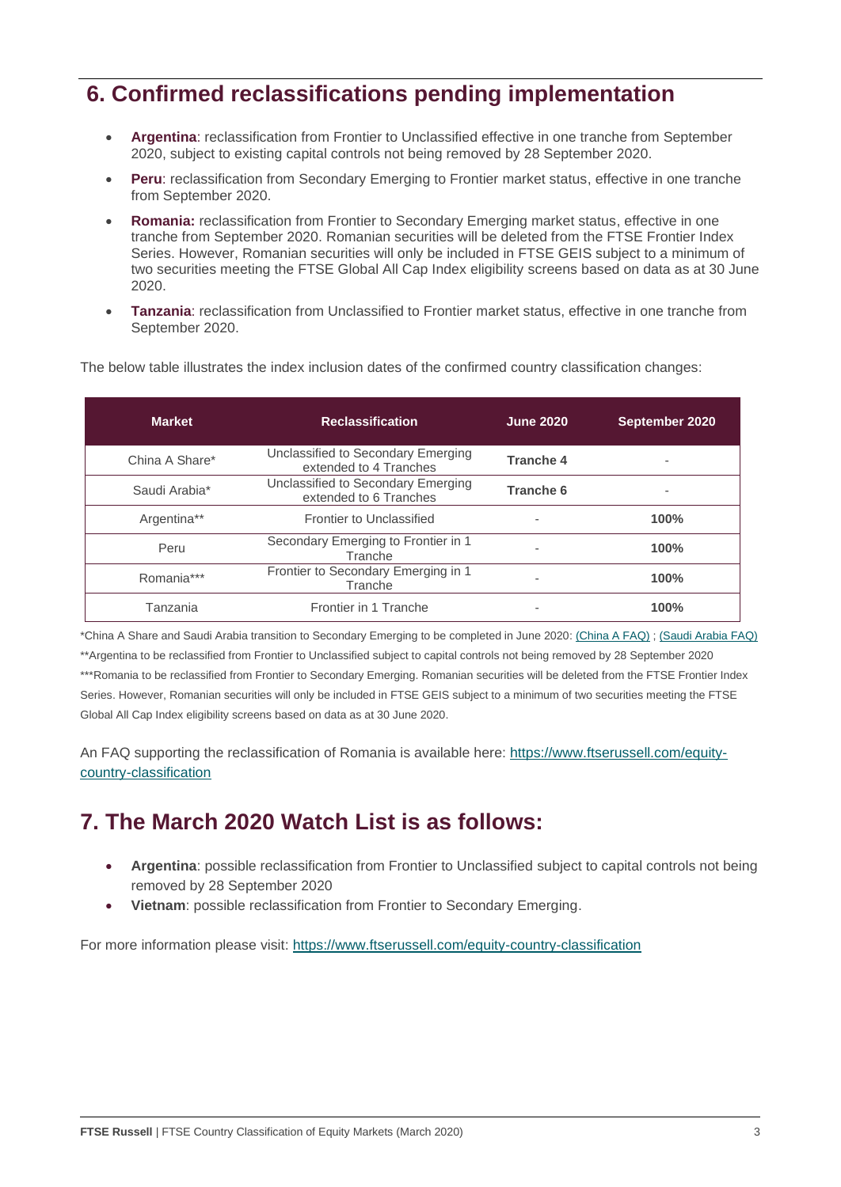## 6. Confirmed reclassifications pending implementation

- **Argentina**: reclassification from Frontier to Unclassified effective in one tranche from September 2020, subject to existing capital controls not being removed by 28 September 2020.
- **Peru**: reclassification from Secondary Emerging to Frontier market status, effective in one tranche from September 2020.
- **Romania:** reclassification from Frontier to Secondary Emerging market status, effective in one tranche from September 2020. Romanian securities will be deleted from the FTSE Frontier Index Series. However, Romanian securities will only be included in FTSE GEIS subject to a minimum of two securities meeting the FTSE Global All Cap Index eligibility screens based on data as at 30 June 2020.
- **Tanzania**: reclassification from Unclassified to Frontier market status, effective in one tranche from September 2020.

The below table illustrates the index inclusion dates of the confirmed country classification changes:

| Market | Reclassification | June 2020 | September 2020 |
|---|---|---|---|
| China A Share* | Unclassified to Secondary Emerging extended to 4 Tranches | **Tranche 4** | - |
| Saudi Arabia* | Unclassified to Secondary Emerging extended to 6 Tranches | **Tranche 6** | - |
| Argentina** | Frontier to Unclassified | - | **100%** |
| Peru | Secondary Emerging to Frontier in 1 Tranche | - | **100%** |
| Romania*** | Frontier to Secondary Emerging in 1 Tranche | - | **100%** |
| Tanzania | Frontier in 1 Tranche | - | **100%** |

*China A Share and Saudi Arabia transition to Secondary Emerging to be completed in June 2020: [China A FAQ]; [Saudi Arabia FAQ]

**Argentina to be reclassified from Frontier to Unclassified subject to capital controls not being removed by 28 September 2020

***Romania to be reclassified from Frontier to Secondary Emerging. Romanian securities will be deleted from the FTSE Frontier Index Series. However, Romanian securities will only be included in FTSE GEIS subject to a minimum of two securities meeting the FTSE Global All Cap Index eligibility screens based on data as at 30 June 2020.

An FAQ supporting the reclassification of Romania is available here: https://www.ftserussell.com/equity-country-classification

## 7. The March 2020 Watch List is as follows:

- **Argentina**: possible reclassification from Frontier to Unclassified subject to capital controls not being removed by 28 September 2020
- **Vietnam**: possible reclassification from Frontier to Secondary Emerging.

For more information please visit: https://www.ftserussell.com/equity-country-classification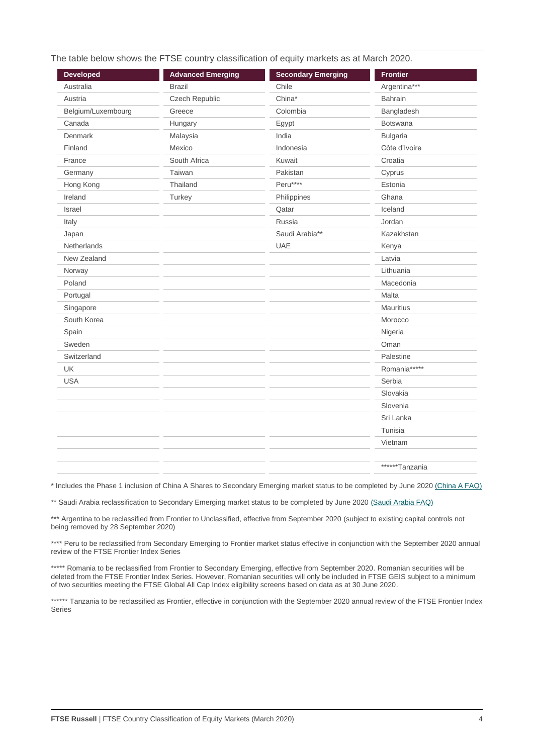The table below shows the FTSE country classification of equity markets as at March 2020.

| Developed | Advanced Emerging | Secondary Emerging | Frontier |
|---|---|---|---|
| Australia | Brazil | Chile | Argentina*** |
| Austria | Czech Republic | China* | Bahrain |
| Belgium/Luxembourg | Greece | Colombia | Bangladesh |
| Canada | Hungary | Egypt | Botswana |
| Denmark | Malaysia | India | Bulgaria |
| Finland | Mexico | Indonesia | Côte d'Ivoire |
| France | South Africa | Kuwait | Croatia |
| Germany | Taiwan | Pakistan | Cyprus |
| Hong Kong | Thailand | Peru**** | Estonia |
| Ireland | Turkey | Philippines | Ghana |
| Israel | | Qatar | Iceland |
| Italy | | Russia | Jordan |
| Japan | | Saudi Arabia** | Kazakhstan |
| Netherlands | | UAE | Kenya |
| New Zealand | | | Latvia |
| Norway | | | Lithuania |
| Poland | | | Macedonia |
| Portugal | | | Malta |
| Singapore | | | Mauritius |
| South Korea | | | Morocco |
| Spain | | | Nigeria |
| Sweden | | | Oman |
| Switzerland | | | Palestine |
| UK | | | Romania***** |
| USA | | | Serbia |
| | | | Slovakia |
| | | | Slovenia |
| | | | Sri Lanka |
| | | | Tunisia |
| | | | Vietnam |
| | | | |
| | | | ******Tanzania |

* Includes the Phase 1 inclusion of China A Shares to Secondary Emerging market status to be completed by June 2020 (China A FAQ)

** Saudi Arabia reclassification to Secondary Emerging market status to be completed by June 2020 (Saudi Arabia FAQ)

*** Argentina to be reclassified from Frontier to Unclassified, effective from September 2020 (subject to existing capital controls not being removed by 28 September 2020)

**** Peru to be reclassified from Secondary Emerging to Frontier market status effective in conjunction with the September 2020 annual review of the FTSE Frontier Index Series

***** Romania to be reclassified from Frontier to Secondary Emerging, effective from September 2020. Romanian securities will be deleted from the FTSE Frontier Index Series. However, Romanian securities will only be included in FTSE GEIS subject to a minimum of two securities meeting the FTSE Global All Cap Index eligibility screens based on data as at 30 June 2020.

****** Tanzania to be reclassified as Frontier, effective in conjunction with the September 2020 annual review of the FTSE Frontier Index Series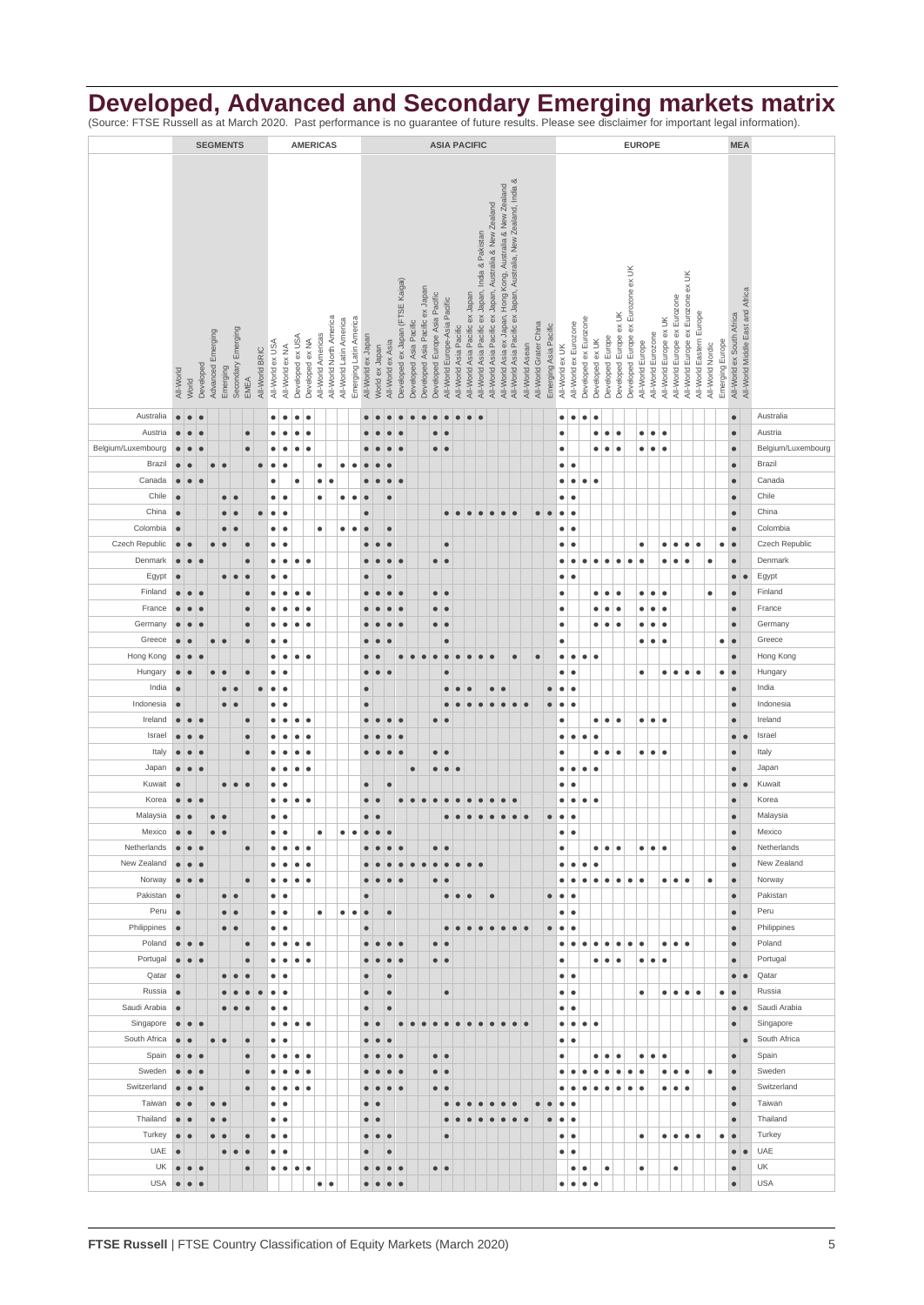# Developed, Advanced and Secondary Emerging markets matrix

(Source: FTSE Russell as at March 2020. Past performance is no guarantee of future results. Please see disclaimer for important legal information).

| | SEGMENTS | | | | | | | | AMERICAS | | | | | | | | ASIA PACIFIC | | | | | | | | | | | | | | | | | EUROPE | | | | | | | | | | | | | | | MEA | | |
|---|---|---|---|---|---|---|---|---|---|---|---|---|---|---|---|---|---|---|---|---|---|---|---|---|---|---|---|---|---|---|---|---|---|---|---|---|---|---|---|---|---|---|---|---|---|---|---|---|---|---|---|
| | All-World | World | Developed | Advanced Emerging | Emerging | Secondary Emerging | EMEA | All-World BRIC | All-World ex USA | All-World ex NA | Developed ex USA | Developed ex NA | All-World Americas | All-World North America | All-World Latin America | Emerging Latin America | All-World ex Japan | World ex Japan | All-World ex Asia | Developed ex Japan (FTSE Kaigai) | Developed Asia Pacific | Developed Asia Pacific ex Japan | Developed Europe Asia Pacific | All-World Europe-Asia Pacific | All-World Asia Pacific | All-World Asia Pacific ex Japan | All-World Asia Pacific ex Japan, India & Pakistan | All-World Asia Pacific ex Japan, Australia & New Zealand | All-World Asia ex Japan, Hong Kong, Australia & New Zealand | All-World Asia Pacific ex Japan, Australia, New Zealand, India & Pakistan | All-World Asean | All-World Greater China | Emerging Asia Pacific | All-World ex UK | All-World ex Eurozone | Developed ex Eurozone | Developed ex UK | Developed Europe | Developed Europe ex UK | Developed Europe ex Eurozone ex UK | All-World Europe | All-World Eurozone | All-World Europe ex UK | All-World Europe ex Eurozone | All-World Europe ex Eurozone ex UK | All-World Eastern Europe | All-World Nordic | Emerging Europe | All-World ex South Africa | All-World Middle East and Africa | |
| Australia | ● | ● | ● | | | | | | ● | ● | ● | ● | | | | | ● | ● | ● | ● | ● | ● | ● | ● | ● | ● | ● | | | | | | | ● | ● | ● | ● | | | | | | | | | | | | ● | | Australia |
| Austria | ● | ● | ● | | | | ● | | ● | ● | ● | ● | | | | | ● | ● | ● | ● | | | ● | ● | | | | | | | | | | ● | | | ● | ● | ● | | ● | ● | ● | | | | | | ● | | Austria |
| Belgium/Luxembourg | ● | ● | ● | | | | ● | | ● | ● | ● | ● | | | | | ● | ● | ● | ● | | | ● | ● | | | | | | | | | | ● | | | ● | ● | ● | | ● | ● | ● | | | | | | ● | | Belgium/Luxembourg |
| Brazil | ● | ● | | ● | ● | | | ● | ● | ● | | | ● | | ● | ● | ● | ● | ● | | | | | | | | | | | | | | | ● | ● | | | | | | | | | | | | | | ● | | Brazil |
| Canada | ● | ● | ● | | | | | | ● | | ● | | ● | ● | | | ● | ● | ● | ● | | | | | | | | | | | | | | ● | ● | ● | ● | | | | | | | | | | | | ● | | Canada |
| Chile | ● | | | | ● | ● | | | ● | ● | | | ● | | ● | ● | ● | | ● | | | | | | | | | | | | | | | ● | ● | | | | | | | | | | | | | | ● | | Chile |
| China | ● | | | | ● | ● | | ● | ● | ● | | | | | | | ● | | | | | | | ● | ● | ● | ● | ● | ● | ● | | ● | ● | ● | ● | | | | | | | | | | | | | | ● | | China |
| Colombia | ● | | | | ● | ● | | | ● | ● | | | ● | | ● | ● | ● | | ● | | | | | | | | | | | | | | | ● | ● | | | | | | | | | | | | | | ● | | Colombia |
| Czech Republic | ● | ● | | ● | ● | | ● | | ● | ● | | | | | | | ● | ● | ● | | | | | ● | | | | | | | | | | ● | ● | | | | | | ● | | ● | ● | ● | ● | | ● | ● | | Czech Republic |
| Denmark | ● | ● | ● | | | | ● | | ● | ● | ● | ● | | | | | ● | ● | ● | ● | | | ● | ● | | | | | | | | | | ● | ● | ● | ● | ● | ● | ● | ● | | ● | ● | ● | | ● | | ● | | Denmark |
| Egypt | ● | | | | ● | ● | ● | | ● | ● | | | | | | | ● | | ● | | | | | | | | | | | | | | | ● | ● | | | | | | | | | | | | | | ● | ● | Egypt |
| Finland | ● | ● | ● | | | | ● | | ● | ● | ● | ● | | | | | ● | ● | ● | ● | | | ● | ● | | | | | | | | | | ● | | | ● | ● | ● | | ● | ● | ● | | | | ● | | ● | | Finland |
| France | ● | ● | ● | | | | ● | | ● | ● | ● | ● | | | | | ● | ● | ● | ● | | | ● | ● | | | | | | | | | | ● | | | ● | ● | ● | | ● | ● | ● | | | | | | ● | | France |
| Germany | ● | ● | ● | | | | ● | | ● | ● | ● | ● | | | | | ● | ● | ● | ● | | | ● | ● | | | | | | | | | | ● | | | ● | ● | ● | | ● | ● | ● | | | | | | ● | | Germany |
| Greece | ● | ● | | ● | ● | | ● | | ● | ● | | | | | | | ● | ● | ● | | | | | ● | | | | | | | | | | ● | | | | | | | ● | ● | ● | | | | | ● | ● | | Greece |
| Hong Kong | ● | ● | ● | | | | | | ● | ● | ● | ● | | | | | ● | ● | | ● | ● | ● | ● | ● | ● | ● | ● | ● | | ● | | ● | | ● | ● | ● | ● | | | | | | | | | | | | ● | | Hong Kong |
| Hungary | ● | ● | | ● | ● | | ● | | ● | ● | | | | | | | ● | ● | ● | | | | | ● | | | | | | | | | | ● | ● | | | | | | ● | | ● | ● | ● | ● | | ● | ● | | Hungary |
| India | ● | | | | ● | ● | | ● | ● | ● | | | | | | | ● | | | | | | | ● | ● | ● | | ● | ● | | | | ● | ● | ● | | | | | | | | | | | | | | ● | | India |
| Indonesia | ● | | | | ● | ● | | | ● | ● | | | | | | | ● | | | | | | | ● | ● | ● | ● | ● | ● | ● | ● | | ● | ● | ● | | | | | | | | | | | | | | ● | | Indonesia |
| Ireland | ● | ● | ● | | | | ● | | ● | ● | ● | ● | | | | | ● | ● | ● | ● | | | ● | ● | | | | | | | | | | ● | | | ● | ● | ● | | ● | ● | ● | | | | | | ● | | Ireland |
| Israel | ● | ● | ● | | | | ● | | ● | ● | ● | ● | | | | | ● | ● | ● | ● | | | | | | | | | | | | | | ● | ● | ● | ● | | | | | | | | | | | | ● | ● | Israel |
| Italy | ● | ● | ● | | | | ● | | ● | ● | ● | ● | | | | | ● | ● | ● | ● | | | ● | ● | | | | | | | | | | ● | | | ● | ● | ● | | ● | ● | ● | | | | | | ● | | Italy |
| Japan | ● | ● | ● | | | | | | ● | ● | ● | ● | | | | | | | | | ● | | ● | ● | ● | | | | | | | | | ● | ● | ● | ● | | | | | | | | | | | | ● | | Japan |
| Kuwait | ● | | | | ● | ● | ● | | ● | ● | | | | | | | ● | | ● | | | | | | | | | | | | | | | ● | ● | | | | | | | | | | | | | | ● | ● | Kuwait |
| Korea | ● | ● | ● | | | | | | ● | ● | ● | ● | | | | | ● | ● | | ● | ● | ● | ● | ● | ● | ● | ● | ● | ● | ● | | | | ● | ● | ● | ● | | | | | | | | | | | | ● | | Korea |
| Malaysia | ● | ● | | ● | ● | | | | ● | ● | | | | | | | ● | ● | | | | | | ● | ● | ● | ● | ● | ● | ● | ● | | ● | ● | ● | | | | | | | | | | | | | | ● | | Malaysia |
| Mexico | ● | ● | | ● | ● | | | | ● | ● | | | ● | | ● | ● | ● | ● | ● | | | | | | | | | | | | | | | ● | ● | | | | | | | | | | | | | | ● | | Mexico |
| Netherlands | ● | ● | ● | | | | ● | | ● | ● | ● | ● | | | | | ● | ● | ● | ● | | | ● | ● | | | | | | | | | | ● | | | ● | ● | ● | | ● | ● | ● | | | | | | ● | | Netherlands |
| New Zealand | ● | ● | ● | | | | | | ● | ● | ● | ● | | | | | ● | ● | ● | ● | ● | ● | ● | ● | ● | ● | ● | | | | | | | ● | ● | ● | ● | | | | | | | | | | | | ● | | New Zealand |
| Norway | ● | ● | ● | | | | ● | | ● | ● | ● | ● | | | | | ● | ● | ● | ● | | | ● | ● | | | | | | | | | | ● | ● | ● | ● | ● | ● | ● | ● | | ● | ● | ● | | ● | | ● | | Norway |
| Pakistan | ● | | | | ● | ● | | | ● | ● | | | | | | | ● | | | | | | | ● | ● | ● | | ● | | | | | ● | ● | ● | | | | | | | | | | | | | | ● | | Pakistan |
| Peru | ● | | | | ● | ● | | | ● | ● | | | ● | | ● | ● | ● | | ● | | | | | | | | | | | | | | | ● | ● | | | | | | | | | | | | | | ● | | Peru |
| Philippines | ● | | | | ● | ● | | | ● | ● | | | | | | | ● | | | | | | | ● | ● | ● | ● | ● | ● | ● | ● | | ● | ● | ● | | | | | | | | | | | | | | ● | | Philippines |
| Poland | ● | ● | ● | | | | ● | | ● | ● | ● | ● | | | | | ● | ● | ● | ● | | | ● | ● | | | | | | | | | | ● | ● | ● | ● | ● | ● | ● | ● | | ● | ● | ● | | | | ● | | Poland |
| Portugal | ● | ● | ● | | | | ● | | ● | ● | ● | ● | | | | | ● | ● | ● | ● | | | ● | ● | | | | | | | | | | ● | | | ● | ● | ● | | ● | ● | ● | | | | | | ● | | Portugal |
| Qatar | ● | | | | ● | ● | ● | | ● | ● | | | | | | | ● | | ● | | | | | | | | | | | | | | | ● | ● | | | | | | | | | | | | | | ● | ● | Qatar |
| Russia | ● | | | | ● | ● | ● | ● | ● | ● | | | | | | | ● | | ● | | | | | ● | | | | | | | | | | ● | ● | | | | | | ● | | ● | ● | ● | ● | | ● | ● | | Russia |
| Saudi Arabia | ● | | | | ● | ● | ● | | ● | ● | | | | | | | ● | | ● | | | | | | | | | | | | | | | ● | ● | | | | | | | | | | | | | | ● | ● | Saudi Arabia |
| Singapore | ● | ● | ● | | | | | | ● | ● | ● | ● | | | | | ● | ● | | ● | ● | ● | ● | ● | ● | ● | ● | ● | ● | ● | ● | | | ● | ● | ● | ● | | | | | | | | | | | | ● | | Singapore |
| South Africa | ● | ● | | ● | ● | | ● | | ● | ● | | | | | | | ● | ● | ● | | | | | | | | | | | | | | | ● | ● | | | | | | | | | | | | | | | ● | South Africa |
| Spain | ● | ● | ● | | | | ● | | ● | ● | ● | ● | | | | | ● | ● | ● | ● | | | ● | ● | | | | | | | | | | ● | | | ● | ● | ● | | ● | ● | ● | | | | | | ● | | Spain |
| Sweden | ● | ● | ● | | | | ● | | ● | ● | ● | ● | | | | | ● | ● | ● | ● | | | ● | ● | | | | | | | | | | ● | ● | ● | ● | ● | ● | ● | ● | | ● | ● | ● | | ● | | ● | | Sweden |
| Switzerland | ● | ● | ● | | | | ● | | ● | ● | ● | ● | | | | | ● | ● | ● | ● | | | ● | ● | | | | | | | | | | ● | ● | ● | ● | ● | ● | ● | ● | | ● | ● | ● | | | | ● | | Switzerland |
| Taiwan | ● | ● | | ● | ● | | | | ● | ● | | | | | | | ● | ● | | | | | | ● | ● | ● | ● | ● | ● | ● | | ● | ● | ● | ● | | | | | | | | | | | | | | ● | | Taiwan |
| Thailand | ● | ● | | ● | ● | | | | ● | ● | | | | | | | ● | ● | | | | | | ● | ● | ● | ● | ● | ● | ● | ● | | ● | ● | ● | | | | | | | | | | | | | | ● | | Thailand |
| Turkey | ● | ● | | ● | ● | | ● | | ● | ● | | | | | | | ● | ● | ● | | | | | ● | | | | | | | | | | ● | ● | | | | | | ● | | ● | ● | ● | ● | | ● | ● | | Turkey |
| UAE | ● | | | | ● | ● | ● | | ● | ● | | | | | | | ● | | ● | | | | | | | | | | | | | | | ● | ● | | | | | | | | | | | | | | ● | ● | UAE |
| UK | ● | ● | ● | | | | ● | | ● | ● | ● | ● | | | | | ● | ● | ● | ● | | | ● | ● | | | | | | | | | | | ● | ● | | ● | | | ● | | | ● | | | | | ● | | UK |
| USA | ● | ● | ● | | | | | | | | | | ● | ● | | | ● | ● | ● | ● | | | | | | | | | | | | | | ● | ● | ● | ● | | | | | | | | | | | | ● | | USA |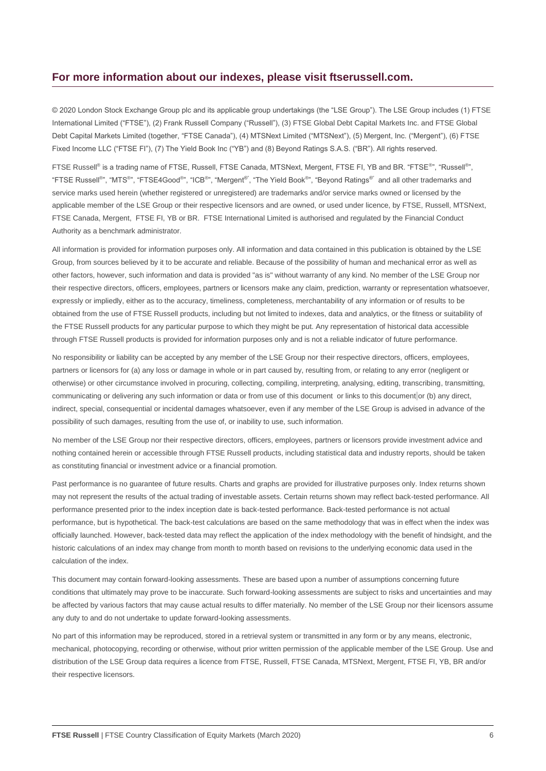## For more information about our indexes, please visit ftserussell.com.

© 2020 London Stock Exchange Group plc and its applicable group undertakings (the "LSE Group"). The LSE Group includes (1) FTSE International Limited ("FTSE"), (2) Frank Russell Company ("Russell"), (3) FTSE Global Debt Capital Markets Inc. and FTSE Global Debt Capital Markets Limited (together, "FTSE Canada"), (4) MTSNext Limited ("MTSNext"), (5) Mergent, Inc. ("Mergent"), (6) FTSE Fixed Income LLC ("FTSE FI"), (7) The Yield Book Inc ("YB") and (8) Beyond Ratings S.A.S. ("BR"). All rights reserved.

FTSE Russell® is a trading name of FTSE, Russell, FTSE Canada, MTSNext, Mergent, FTSE FI, YB and BR. "FTSE®", "Russell®", "FTSE Russell®", "MTS®", "FTSE4Good®", "ICB®", "Mergent®", "The Yield Book®", "Beyond Ratings®" and all other trademarks and service marks used herein (whether registered or unregistered) are trademarks and/or service marks owned or licensed by the applicable member of the LSE Group or their respective licensors and are owned, or used under licence, by FTSE, Russell, MTSNext, FTSE Canada, Mergent, FTSE FI, YB or BR. FTSE International Limited is authorised and regulated by the Financial Conduct Authority as a benchmark administrator.

All information is provided for information purposes only. All information and data contained in this publication is obtained by the LSE Group, from sources believed by it to be accurate and reliable. Because of the possibility of human and mechanical error as well as other factors, however, such information and data is provided "as is" without warranty of any kind. No member of the LSE Group nor their respective directors, officers, employees, partners or licensors make any claim, prediction, warranty or representation whatsoever, expressly or impliedly, either as to the accuracy, timeliness, completeness, merchantability of any information or of results to be obtained from the use of FTSE Russell products, including but not limited to indexes, data and analytics, or the fitness or suitability of the FTSE Russell products for any particular purpose to which they might be put. Any representation of historical data accessible through FTSE Russell products is provided for information purposes only and is not a reliable indicator of future performance.

No responsibility or liability can be accepted by any member of the LSE Group nor their respective directors, officers, employees, partners or licensors for (a) any loss or damage in whole or in part caused by, resulting from, or relating to any error (negligent or otherwise) or other circumstance involved in procuring, collecting, compiling, interpreting, analysing, editing, transcribing, transmitting, communicating or delivering any such information or data or from use of this document or links to this document or (b) any direct, indirect, special, consequential or incidental damages whatsoever, even if any member of the LSE Group is advised in advance of the possibility of such damages, resulting from the use of, or inability to use, such information.

No member of the LSE Group nor their respective directors, officers, employees, partners or licensors provide investment advice and nothing contained herein or accessible through FTSE Russell products, including statistical data and industry reports, should be taken as constituting financial or investment advice or a financial promotion.

Past performance is no guarantee of future results. Charts and graphs are provided for illustrative purposes only. Index returns shown may not represent the results of the actual trading of investable assets. Certain returns shown may reflect back-tested performance. All performance presented prior to the index inception date is back-tested performance. Back-tested performance is not actual performance, but is hypothetical. The back-test calculations are based on the same methodology that was in effect when the index was officially launched. However, back-tested data may reflect the application of the index methodology with the benefit of hindsight, and the historic calculations of an index may change from month to month based on revisions to the underlying economic data used in the calculation of the index.

This document may contain forward-looking assessments. These are based upon a number of assumptions concerning future conditions that ultimately may prove to be inaccurate. Such forward-looking assessments are subject to risks and uncertainties and may be affected by various factors that may cause actual results to differ materially. No member of the LSE Group nor their licensors assume any duty to and do not undertake to update forward-looking assessments.

No part of this information may be reproduced, stored in a retrieval system or transmitted in any form or by any means, electronic, mechanical, photocopying, recording or otherwise, without prior written permission of the applicable member of the LSE Group. Use and distribution of the LSE Group data requires a licence from FTSE, Russell, FTSE Canada, MTSNext, Mergent, FTSE FI, YB, BR and/or their respective licensors.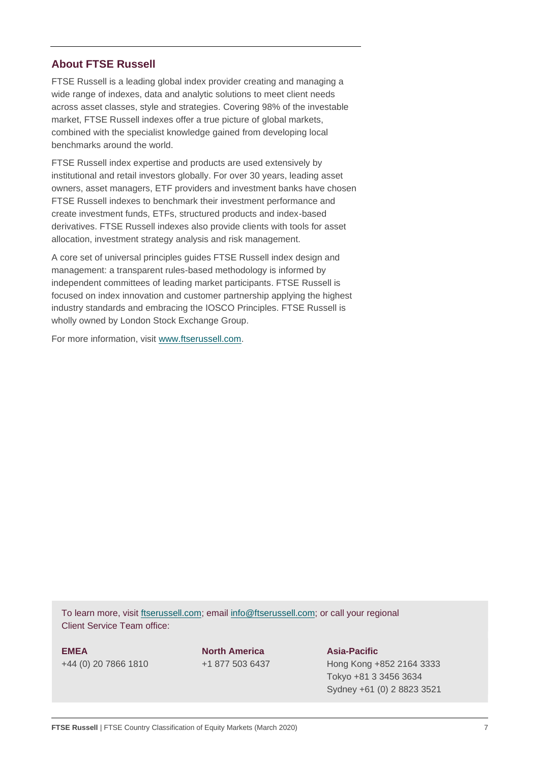## About FTSE Russell

FTSE Russell is a leading global index provider creating and managing a wide range of indexes, data and analytic solutions to meet client needs across asset classes, style and strategies. Covering 98% of the investable market, FTSE Russell indexes offer a true picture of global markets, combined with the specialist knowledge gained from developing local benchmarks around the world.

FTSE Russell index expertise and products are used extensively by institutional and retail investors globally. For over 30 years, leading asset owners, asset managers, ETF providers and investment banks have chosen FTSE Russell indexes to benchmark their investment performance and create investment funds, ETFs, structured products and index-based derivatives. FTSE Russell indexes also provide clients with tools for asset allocation, investment strategy analysis and risk management.

A core set of universal principles guides FTSE Russell index design and management: a transparent rules-based methodology is informed by independent committees of leading market participants. FTSE Russell is focused on index innovation and customer partnership applying the highest industry standards and embracing the IOSCO Principles. FTSE Russell is wholly owned by London Stock Exchange Group.

For more information, visit www.ftserussell.com.

To learn more, visit ftserussell.com; email info@ftserussell.com; or call your regional Client Service Team office:

**EMEA**
+44 (0) 20 7866 1810

**North America**
+1 877 503 6437

**Asia-Pacific**
Hong Kong +852 2164 3333
Tokyo +81 3 3456 3634
Sydney +61 (0) 2 8823 3521